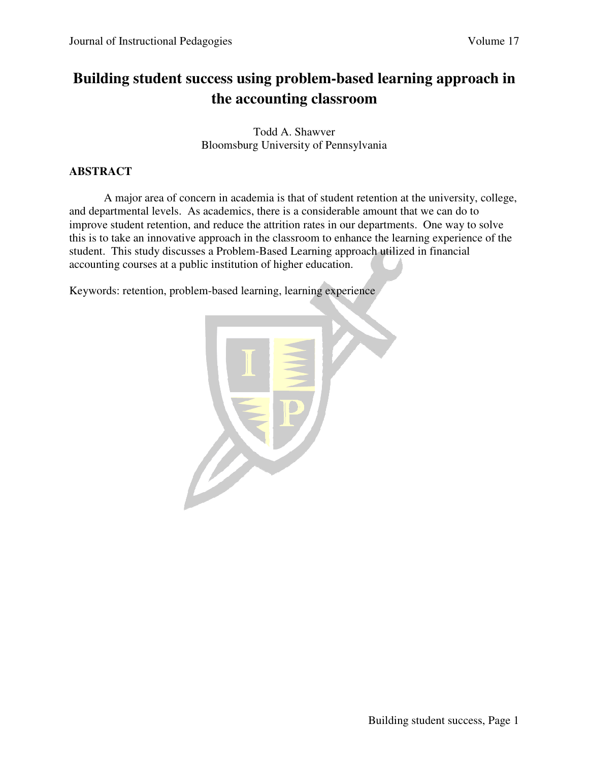# Building student success using problem-based learning approach in the accounting classroom

Todd A. Shawver
Bloomsburg University of Pennsylvania

## ABSTRACT

A major area of concern in academia is that of student retention at the university, college, and departmental levels. As academics, there is a considerable amount that we can do to improve student retention, and reduce the attrition rates in our departments. One way to solve this is to take an innovative approach in the classroom to enhance the learning experience of the student. This study discusses a Problem-Based Learning approach utilized in financial accounting courses at a public institution of higher education.

Keywords: retention, problem-based learning, learning experience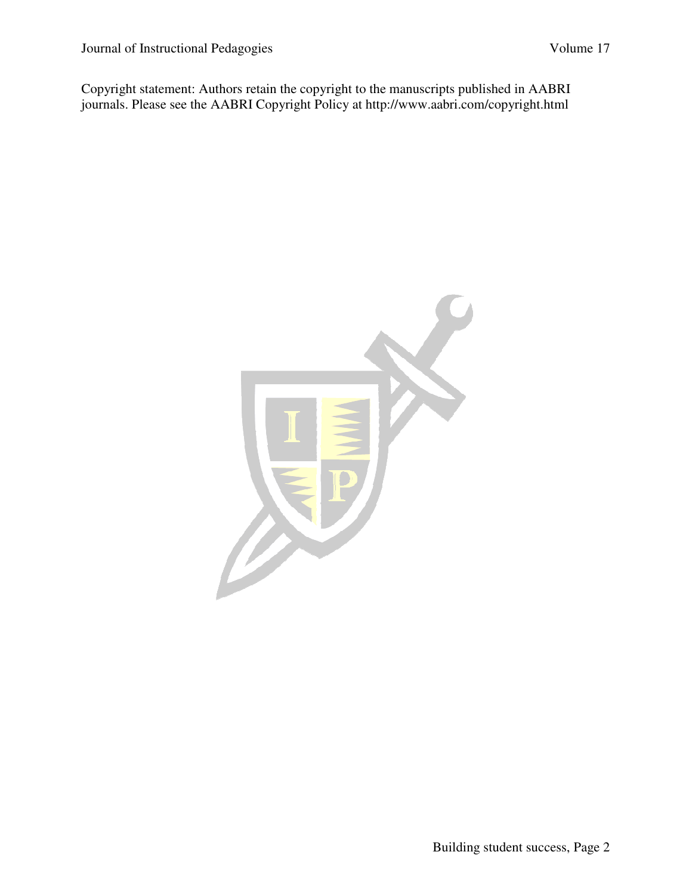Copyright statement: Authors retain the copyright to the manuscripts published in AABRI journals. Please see the AABRI Copyright Policy at http://www.aabri.com/copyright.html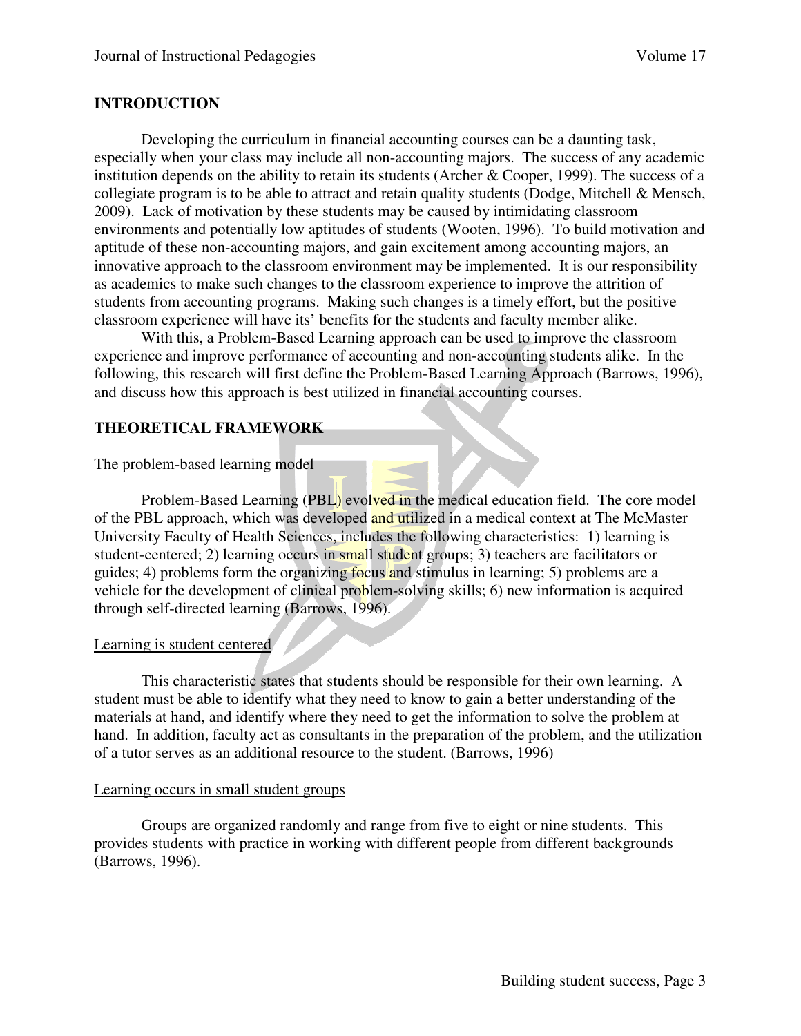## INTRODUCTION

Developing the curriculum in financial accounting courses can be a daunting task, especially when your class may include all non-accounting majors. The success of any academic institution depends on the ability to retain its students (Archer & Cooper, 1999). The success of a collegiate program is to be able to attract and retain quality students (Dodge, Mitchell & Mensch, 2009). Lack of motivation by these students may be caused by intimidating classroom environments and potentially low aptitudes of students (Wooten, 1996). To build motivation and aptitude of these non-accounting majors, and gain excitement among accounting majors, an innovative approach to the classroom environment may be implemented. It is our responsibility as academics to make such changes to the classroom experience to improve the attrition of students from accounting programs. Making such changes is a timely effort, but the positive classroom experience will have its' benefits for the students and faculty member alike.

With this, a Problem-Based Learning approach can be used to improve the classroom experience and improve performance of accounting and non-accounting students alike. In the following, this research will first define the Problem-Based Learning Approach (Barrows, 1996), and discuss how this approach is best utilized in financial accounting courses.

## THEORETICAL FRAMEWORK

### The problem-based learning model

Problem-Based Learning (PBL) evolved in the medical education field. The core model of the PBL approach, which was developed and utilized in a medical context at The McMaster University Faculty of Health Sciences, includes the following characteristics: 1) learning is student-centered; 2) learning occurs in small student groups; 3) teachers are facilitators or guides; 4) problems form the organizing focus and stimulus in learning; 5) problems are a vehicle for the development of clinical problem-solving skills; 6) new information is acquired through self-directed learning (Barrows, 1996).

#### Learning is student centered

This characteristic states that students should be responsible for their own learning. A student must be able to identify what they need to know to gain a better understanding of the materials at hand, and identify where they need to get the information to solve the problem at hand. In addition, faculty act as consultants in the preparation of the problem, and the utilization of a tutor serves as an additional resource to the student. (Barrows, 1996)

#### Learning occurs in small student groups

Groups are organized randomly and range from five to eight or nine students. This provides students with practice in working with different people from different backgrounds (Barrows, 1996).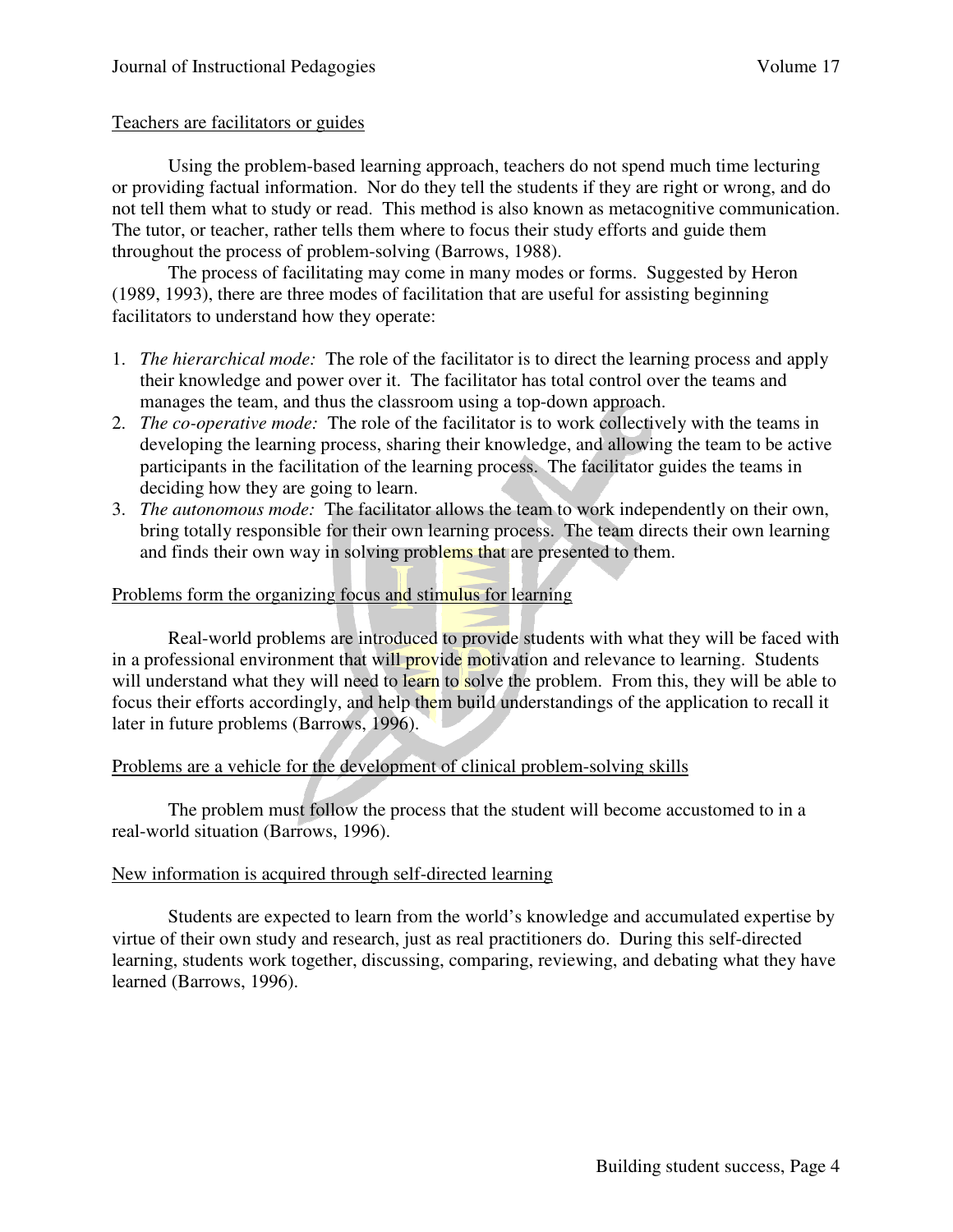Teachers are facilitators or guides

Using the problem-based learning approach, teachers do not spend much time lecturing or providing factual information. Nor do they tell the students if they are right or wrong, and do not tell them what to study or read. This method is also known as metacognitive communication. The tutor, or teacher, rather tells them where to focus their study efforts and guide them throughout the process of problem-solving (Barrows, 1988).

The process of facilitating may come in many modes or forms. Suggested by Heron (1989, 1993), there are three modes of facilitation that are useful for assisting beginning facilitators to understand how they operate:

1. *The hierarchical mode:* The role of the facilitator is to direct the learning process and apply their knowledge and power over it. The facilitator has total control over the teams and manages the team, and thus the classroom using a top-down approach.
2. *The co-operative mode:* The role of the facilitator is to work collectively with the teams in developing the learning process, sharing their knowledge, and allowing the team to be active participants in the facilitation of the learning process. The facilitator guides the teams in deciding how they are going to learn.
3. *The autonomous mode:* The facilitator allows the team to work independently on their own, bring totally responsible for their own learning process. The team directs their own learning and finds their own way in solving problems that are presented to them.

Problems form the organizing focus and stimulus for learning

Real-world problems are introduced to provide students with what they will be faced with in a professional environment that will provide motivation and relevance to learning. Students will understand what they will need to learn to solve the problem. From this, they will be able to focus their efforts accordingly, and help them build understandings of the application to recall it later in future problems (Barrows, 1996).

Problems are a vehicle for the development of clinical problem-solving skills

The problem must follow the process that the student will become accustomed to in a real-world situation (Barrows, 1996).

New information is acquired through self-directed learning

Students are expected to learn from the world's knowledge and accumulated expertise by virtue of their own study and research, just as real practitioners do. During this self-directed learning, students work together, discussing, comparing, reviewing, and debating what they have learned (Barrows, 1996).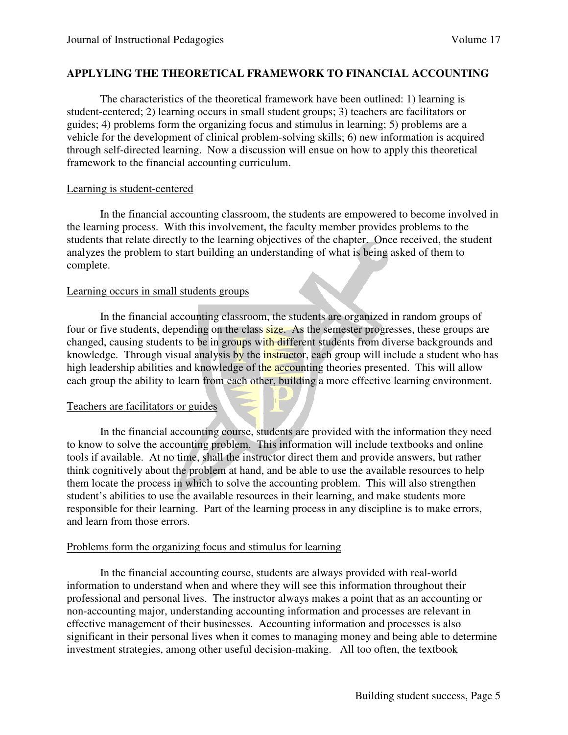## APPLYLING THE THEORETICAL FRAMEWORK TO FINANCIAL ACCOUNTING

The characteristics of the theoretical framework have been outlined: 1) learning is student-centered; 2) learning occurs in small student groups; 3) teachers are facilitators or guides; 4) problems form the organizing focus and stimulus in learning; 5) problems are a vehicle for the development of clinical problem-solving skills; 6) new information is acquired through self-directed learning. Now a discussion will ensue on how to apply this theoretical framework to the financial accounting curriculum.

### Learning is student-centered

In the financial accounting classroom, the students are empowered to become involved in the learning process. With this involvement, the faculty member provides problems to the students that relate directly to the learning objectives of the chapter. Once received, the student analyzes the problem to start building an understanding of what is being asked of them to complete.

### Learning occurs in small students groups

In the financial accounting classroom, the students are organized in random groups of four or five students, depending on the class size. As the semester progresses, these groups are changed, causing students to be in groups with different students from diverse backgrounds and knowledge. Through visual analysis by the instructor, each group will include a student who has high leadership abilities and knowledge of the accounting theories presented. This will allow each group the ability to learn from each other, building a more effective learning environment.

### Teachers are facilitators or guides

In the financial accounting course, students are provided with the information they need to know to solve the accounting problem. This information will include textbooks and online tools if available. At no time, shall the instructor direct them and provide answers, but rather think cognitively about the problem at hand, and be able to use the available resources to help them locate the process in which to solve the accounting problem. This will also strengthen student's abilities to use the available resources in their learning, and make students more responsible for their learning. Part of the learning process in any discipline is to make errors, and learn from those errors.

### Problems form the organizing focus and stimulus for learning

In the financial accounting course, students are always provided with real-world information to understand when and where they will see this information throughout their professional and personal lives. The instructor always makes a point that as an accounting or non-accounting major, understanding accounting information and processes are relevant in effective management of their businesses. Accounting information and processes is also significant in their personal lives when it comes to managing money and being able to determine investment strategies, among other useful decision-making. All too often, the textbook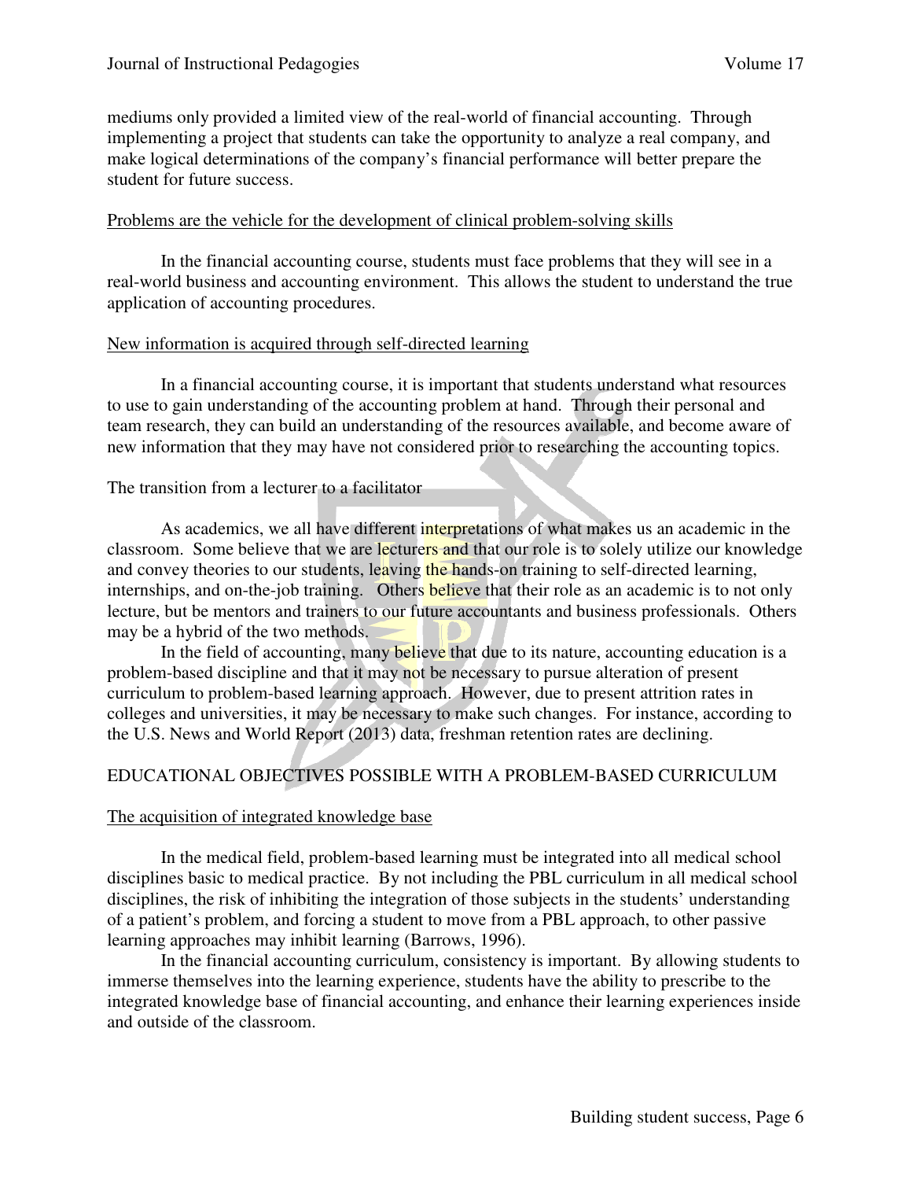mediums only provided a limited view of the real-world of financial accounting. Through implementing a project that students can take the opportunity to analyze a real company, and make logical determinations of the company's financial performance will better prepare the student for future success.

### Problems are the vehicle for the development of clinical problem-solving skills

In the financial accounting course, students must face problems that they will see in a real-world business and accounting environment. This allows the student to understand the true application of accounting procedures.

### New information is acquired through self-directed learning

In a financial accounting course, it is important that students understand what resources to use to gain understanding of the accounting problem at hand. Through their personal and team research, they can build an understanding of the resources available, and become aware of new information that they may have not considered prior to researching the accounting topics.

### The transition from a lecturer to a facilitator

As academics, we all have different interpretations of what makes us an academic in the classroom. Some believe that we are lecturers and that our role is to solely utilize our knowledge and convey theories to our students, leaving the hands-on training to self-directed learning, internships, and on-the-job training. Others believe that their role as an academic is to not only lecture, but be mentors and trainers to our future accountants and business professionals. Others may be a hybrid of the two methods.

In the field of accounting, many believe that due to its nature, accounting education is a problem-based discipline and that it may not be necessary to pursue alteration of present curriculum to problem-based learning approach. However, due to present attrition rates in colleges and universities, it may be necessary to make such changes. For instance, according to the U.S. News and World Report (2013) data, freshman retention rates are declining.

## EDUCATIONAL OBJECTIVES POSSIBLE WITH A PROBLEM-BASED CURRICULUM

### The acquisition of integrated knowledge base

In the medical field, problem-based learning must be integrated into all medical school disciplines basic to medical practice. By not including the PBL curriculum in all medical school disciplines, the risk of inhibiting the integration of those subjects in the students' understanding of a patient's problem, and forcing a student to move from a PBL approach, to other passive learning approaches may inhibit learning (Barrows, 1996).

In the financial accounting curriculum, consistency is important. By allowing students to immerse themselves into the learning experience, students have the ability to prescribe to the integrated knowledge base of financial accounting, and enhance their learning experiences inside and outside of the classroom.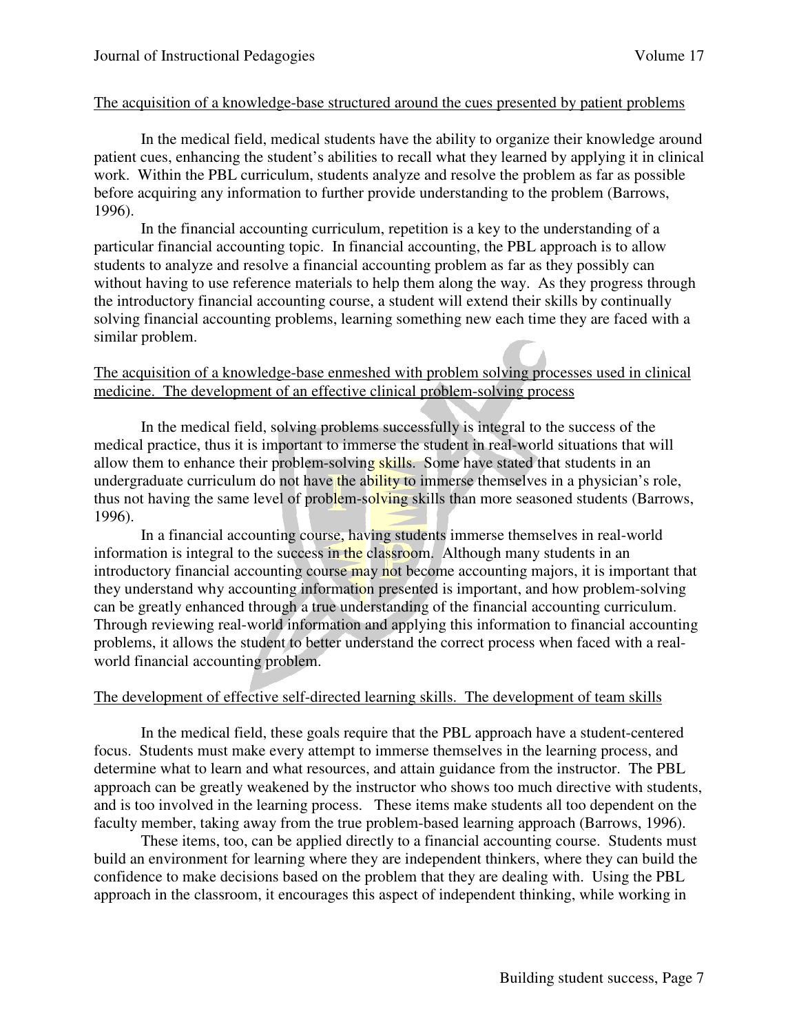The acquisition of a knowledge-base structured around the cues presented by patient problems

In the medical field, medical students have the ability to organize their knowledge around patient cues, enhancing the student's abilities to recall what they learned by applying it in clinical work. Within the PBL curriculum, students analyze and resolve the problem as far as possible before acquiring any information to further provide understanding to the problem (Barrows, 1996).

In the financial accounting curriculum, repetition is a key to the understanding of a particular financial accounting topic. In financial accounting, the PBL approach is to allow students to analyze and resolve a financial accounting problem as far as they possibly can without having to use reference materials to help them along the way. As they progress through the introductory financial accounting course, a student will extend their skills by continually solving financial accounting problems, learning something new each time they are faced with a similar problem.

The acquisition of a knowledge-base enmeshed with problem solving processes used in clinical medicine. The development of an effective clinical problem-solving process

In the medical field, solving problems successfully is integral to the success of the medical practice, thus it is important to immerse the student in real-world situations that will allow them to enhance their problem-solving skills. Some have stated that students in an undergraduate curriculum do not have the ability to immerse themselves in a physician's role, thus not having the same level of problem-solving skills than more seasoned students (Barrows, 1996).

In a financial accounting course, having students immerse themselves in real-world information is integral to the success in the classroom. Although many students in an introductory financial accounting course may not become accounting majors, it is important that they understand why accounting information presented is important, and how problem-solving can be greatly enhanced through a true understanding of the financial accounting curriculum. Through reviewing real-world information and applying this information to financial accounting problems, it allows the student to better understand the correct process when faced with a real-world financial accounting problem.

The development of effective self-directed learning skills. The development of team skills

In the medical field, these goals require that the PBL approach have a student-centered focus. Students must make every attempt to immerse themselves in the learning process, and determine what to learn and what resources, and attain guidance from the instructor. The PBL approach can be greatly weakened by the instructor who shows too much directive with students, and is too involved in the learning process. These items make students all too dependent on the faculty member, taking away from the true problem-based learning approach (Barrows, 1996).

These items, too, can be applied directly to a financial accounting course. Students must build an environment for learning where they are independent thinkers, where they can build the confidence to make decisions based on the problem that they are dealing with. Using the PBL approach in the classroom, it encourages this aspect of independent thinking, while working in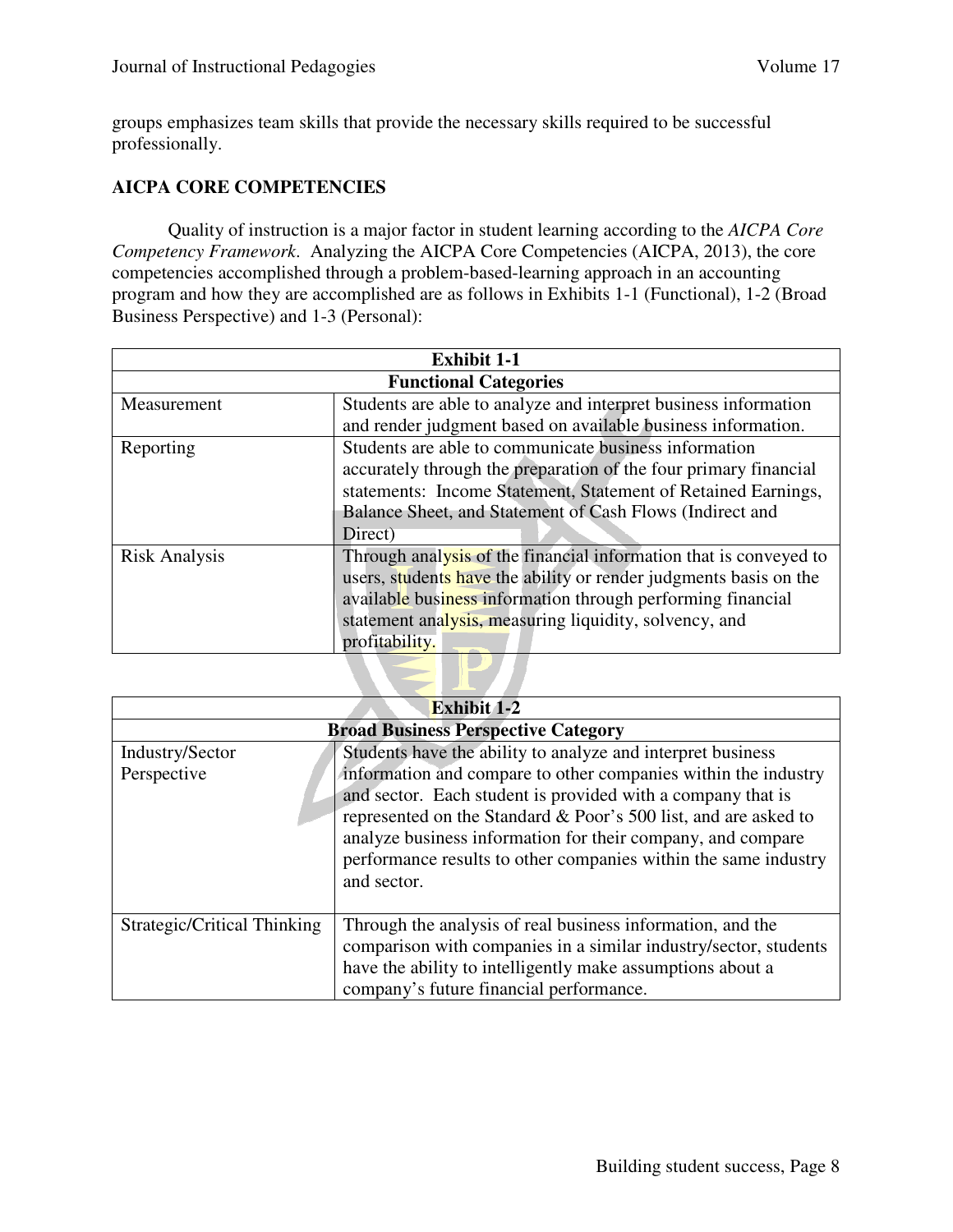groups emphasizes team skills that provide the necessary skills required to be successful professionally.

## AICPA CORE COMPETENCIES

Quality of instruction is a major factor in student learning according to the *AICPA Core Competency Framework*. Analyzing the AICPA Core Competencies (AICPA, 2013), the core competencies accomplished through a problem-based-learning approach in an accounting program and how they are accomplished are as follows in Exhibits 1-1 (Functional), 1-2 (Broad Business Perspective) and 1-3 (Personal):

| **Exhibit 1-1** | |
|---|---|
| **Functional Categories** | |
| Measurement | Students are able to analyze and interpret business information and render judgment based on available business information. |
| Reporting | Students are able to communicate business information accurately through the preparation of the four primary financial statements: Income Statement, Statement of Retained Earnings, Balance Sheet, and Statement of Cash Flows (Indirect and Direct) |
| Risk Analysis | Through analysis of the financial information that is conveyed to users, students have the ability or render judgments basis on the available business information through performing financial statement analysis, measuring liquidity, solvency, and profitability. |

| **Exhibit 1-2** | |
|---|---|
| **Broad Business Perspective Category** | |
| Industry/Sector Perspective | Students have the ability to analyze and interpret business information and compare to other companies within the industry and sector. Each student is provided with a company that is represented on the Standard & Poor's 500 list, and are asked to analyze business information for their company, and compare performance results to other companies within the same industry and sector. |
| Strategic/Critical Thinking | Through the analysis of real business information, and the comparison with companies in a similar industry/sector, students have the ability to intelligently make assumptions about a company's future financial performance. |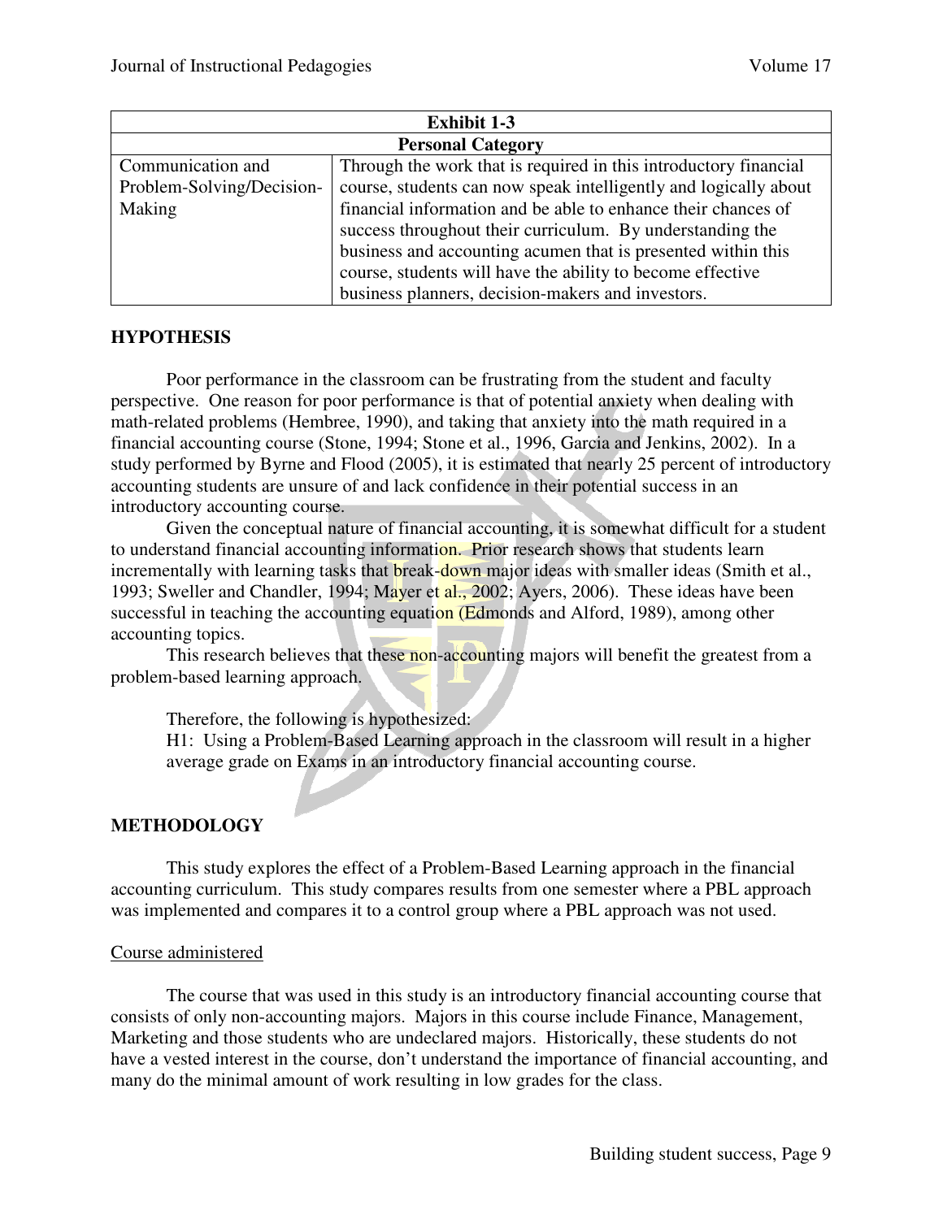| Exhibit 1-3 | |
|---|---|
| **Personal Category** | |
| Communication and Problem-Solving/Decision-Making | Through the work that is required in this introductory financial course, students can now speak intelligently and logically about financial information and be able to enhance their chances of success throughout their curriculum. By understanding the business and accounting acumen that is presented within this course, students will have the ability to become effective business planners, decision-makers and investors. |

## HYPOTHESIS

Poor performance in the classroom can be frustrating from the student and faculty perspective. One reason for poor performance is that of potential anxiety when dealing with math-related problems (Hembree, 1990), and taking that anxiety into the math required in a financial accounting course (Stone, 1994; Stone et al., 1996, Garcia and Jenkins, 2002). In a study performed by Byrne and Flood (2005), it is estimated that nearly 25 percent of introductory accounting students are unsure of and lack confidence in their potential success in an introductory accounting course.

Given the conceptual nature of financial accounting, it is somewhat difficult for a student to understand financial accounting information. Prior research shows that students learn incrementally with learning tasks that break-down major ideas with smaller ideas (Smith et al., 1993; Sweller and Chandler, 1994; Mayer et al., 2002; Ayers, 2006). These ideas have been successful in teaching the accounting equation (Edmonds and Alford, 1989), among other accounting topics.

This research believes that these non-accounting majors will benefit the greatest from a problem-based learning approach.

Therefore, the following is hypothesized:

H1: Using a Problem-Based Learning approach in the classroom will result in a higher average grade on Exams in an introductory financial accounting course.

## METHODOLOGY

This study explores the effect of a Problem-Based Learning approach in the financial accounting curriculum. This study compares results from one semester where a PBL approach was implemented and compares it to a control group where a PBL approach was not used.

### Course administered

The course that was used in this study is an introductory financial accounting course that consists of only non-accounting majors. Majors in this course include Finance, Management, Marketing and those students who are undeclared majors. Historically, these students do not have a vested interest in the course, don't understand the importance of financial accounting, and many do the minimal amount of work resulting in low grades for the class.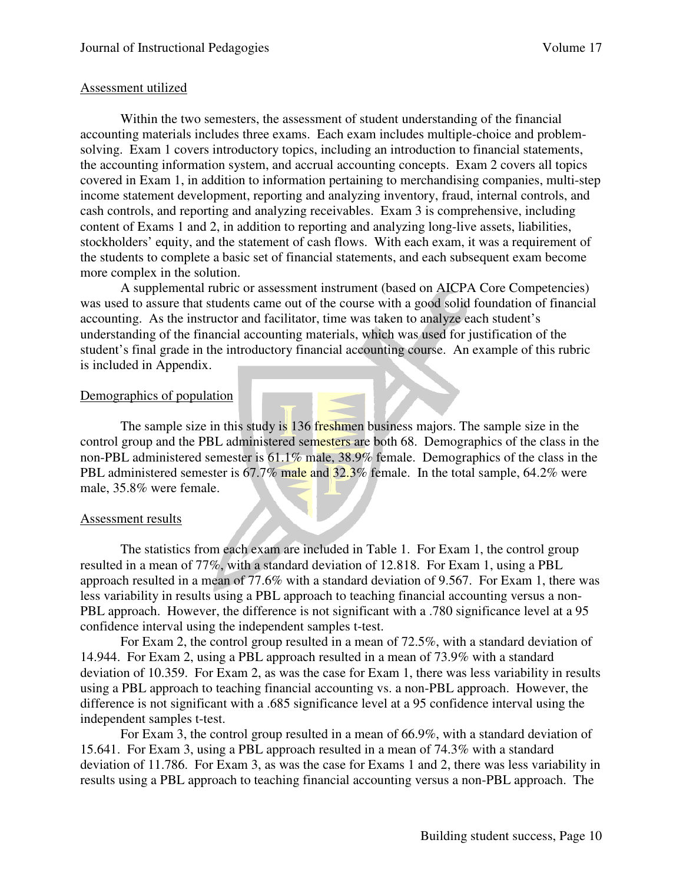<u>Assessment utilized</u>

Within the two semesters, the assessment of student understanding of the financial accounting materials includes three exams. Each exam includes multiple-choice and problem-solving. Exam 1 covers introductory topics, including an introduction to financial statements, the accounting information system, and accrual accounting concepts. Exam 2 covers all topics covered in Exam 1, in addition to information pertaining to merchandising companies, multi-step income statement development, reporting and analyzing inventory, fraud, internal controls, and cash controls, and reporting and analyzing receivables. Exam 3 is comprehensive, including content of Exams 1 and 2, in addition to reporting and analyzing long-live assets, liabilities, stockholders' equity, and the statement of cash flows. With each exam, it was a requirement of the students to complete a basic set of financial statements, and each subsequent exam become more complex in the solution.

A supplemental rubric or assessment instrument (based on AICPA Core Competencies) was used to assure that students came out of the course with a good solid foundation of financial accounting. As the instructor and facilitator, time was taken to analyze each student's understanding of the financial accounting materials, which was used for justification of the student's final grade in the introductory financial accounting course. An example of this rubric is included in Appendix.

<u>Demographics of population</u>

The sample size in this study is 136 freshmen business majors. The sample size in the control group and the PBL administered semesters are both 68. Demographics of the class in the non-PBL administered semester is 61.1% male, 38.9% female. Demographics of the class in the PBL administered semester is 67.7% male and 32.3% female. In the total sample, 64.2% were male, 35.8% were female.

<u>Assessment results</u>

The statistics from each exam are included in Table 1. For Exam 1, the control group resulted in a mean of 77%, with a standard deviation of 12.818. For Exam 1, using a PBL approach resulted in a mean of 77.6% with a standard deviation of 9.567. For Exam 1, there was less variability in results using a PBL approach to teaching financial accounting versus a non-PBL approach. However, the difference is not significant with a .780 significance level at a 95 confidence interval using the independent samples t-test.

For Exam 2, the control group resulted in a mean of 72.5%, with a standard deviation of 14.944. For Exam 2, using a PBL approach resulted in a mean of 73.9% with a standard deviation of 10.359. For Exam 2, as was the case for Exam 1, there was less variability in results using a PBL approach to teaching financial accounting vs. a non-PBL approach. However, the difference is not significant with a .685 significance level at a 95 confidence interval using the independent samples t-test.

For Exam 3, the control group resulted in a mean of 66.9%, with a standard deviation of 15.641. For Exam 3, using a PBL approach resulted in a mean of 74.3% with a standard deviation of 11.786. For Exam 3, as was the case for Exams 1 and 2, there was less variability in results using a PBL approach to teaching financial accounting versus a non-PBL approach. The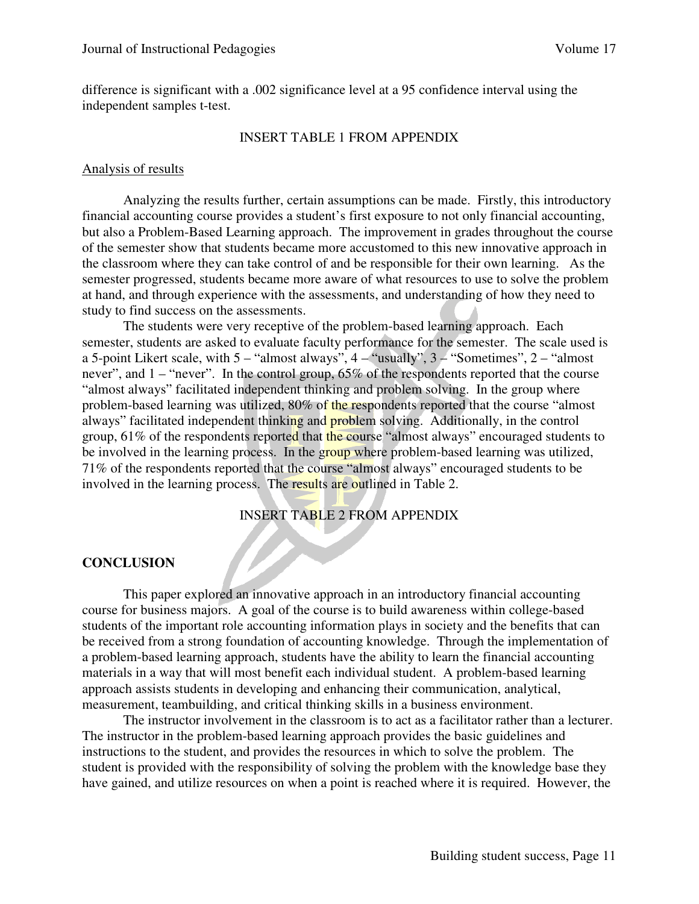difference is significant with a .002 significance level at a 95 confidence interval using the independent samples t-test.

INSERT TABLE 1 FROM APPENDIX

Analysis of results

Analyzing the results further, certain assumptions can be made. Firstly, this introductory financial accounting course provides a student's first exposure to not only financial accounting, but also a Problem-Based Learning approach. The improvement in grades throughout the course of the semester show that students became more accustomed to this new innovative approach in the classroom where they can take control of and be responsible for their own learning. As the semester progressed, students became more aware of what resources to use to solve the problem at hand, and through experience with the assessments, and understanding of how they need to study to find success on the assessments.

The students were very receptive of the problem-based learning approach. Each semester, students are asked to evaluate faculty performance for the semester. The scale used is a 5-point Likert scale, with 5 – "almost always", 4 – "usually", 3 – "Sometimes", 2 – "almost never", and 1 – "never". In the control group, 65% of the respondents reported that the course "almost always" facilitated independent thinking and problem solving. In the group where problem-based learning was utilized, 80% of the respondents reported that the course "almost always" facilitated independent thinking and problem solving. Additionally, in the control group, 61% of the respondents reported that the course "almost always" encouraged students to be involved in the learning process. In the group where problem-based learning was utilized, 71% of the respondents reported that the course "almost always" encouraged students to be involved in the learning process. The results are outlined in Table 2.

INSERT TABLE 2 FROM APPENDIX

## CONCLUSION

This paper explored an innovative approach in an introductory financial accounting course for business majors. A goal of the course is to build awareness within college-based students of the important role accounting information plays in society and the benefits that can be received from a strong foundation of accounting knowledge. Through the implementation of a problem-based learning approach, students have the ability to learn the financial accounting materials in a way that will most benefit each individual student. A problem-based learning approach assists students in developing and enhancing their communication, analytical, measurement, teambuilding, and critical thinking skills in a business environment.

The instructor involvement in the classroom is to act as a facilitator rather than a lecturer. The instructor in the problem-based learning approach provides the basic guidelines and instructions to the student, and provides the resources in which to solve the problem. The student is provided with the responsibility of solving the problem with the knowledge base they have gained, and utilize resources on when a point is reached where it is required. However, the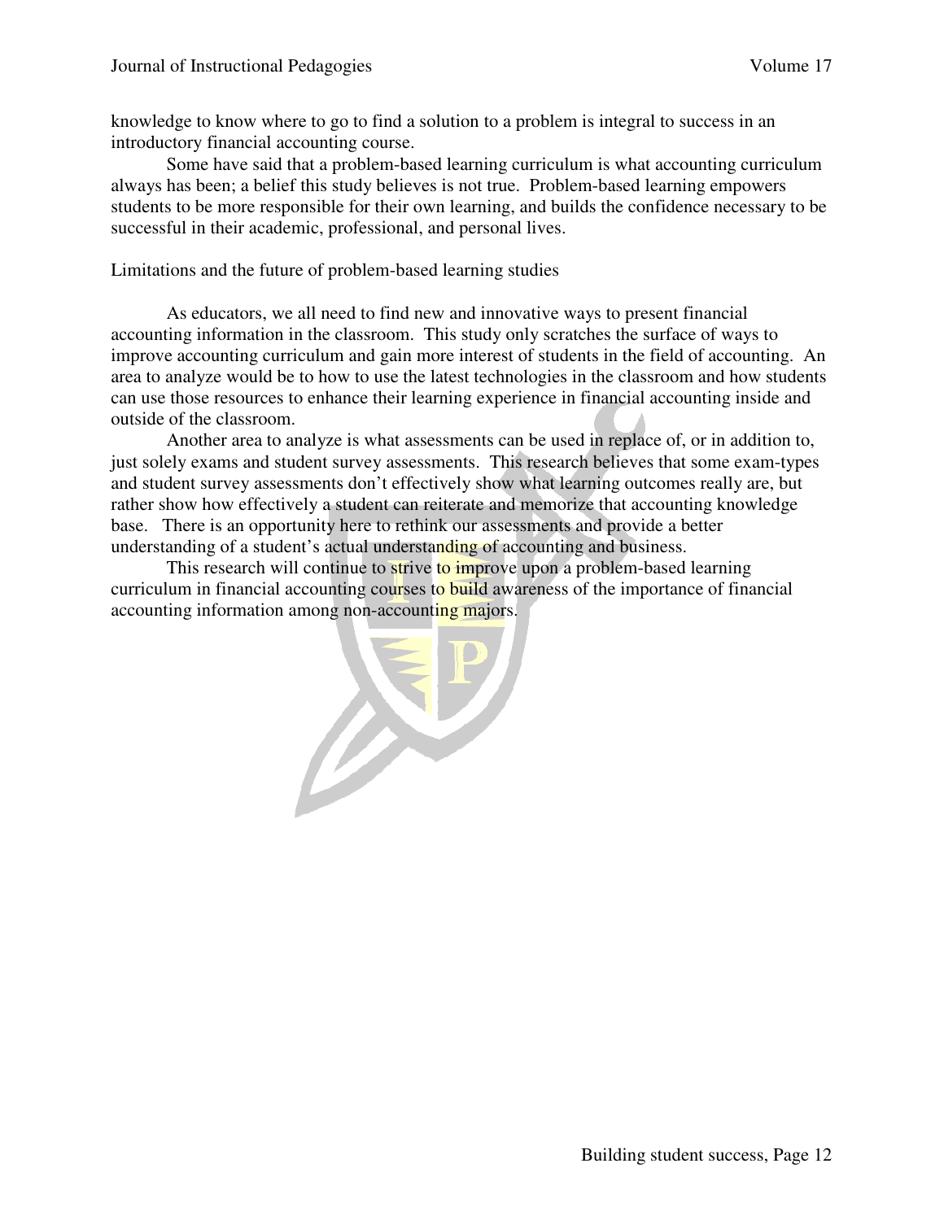knowledge to know where to go to find a solution to a problem is integral to success in an introductory financial accounting course.

Some have said that a problem-based learning curriculum is what accounting curriculum always has been; a belief this study believes is not true. Problem-based learning empowers students to be more responsible for their own learning, and builds the confidence necessary to be successful in their academic, professional, and personal lives.

## Limitations and the future of problem-based learning studies

As educators, we all need to find new and innovative ways to present financial accounting information in the classroom. This study only scratches the surface of ways to improve accounting curriculum and gain more interest of students in the field of accounting. An area to analyze would be to how to use the latest technologies in the classroom and how students can use those resources to enhance their learning experience in financial accounting inside and outside of the classroom.

Another area to analyze is what assessments can be used in replace of, or in addition to, just solely exams and student survey assessments. This research believes that some exam-types and student survey assessments don't effectively show what learning outcomes really are, but rather show how effectively a student can reiterate and memorize that accounting knowledge base. There is an opportunity here to rethink our assessments and provide a better understanding of a student's actual understanding of accounting and business.

This research will continue to strive to improve upon a problem-based learning curriculum in financial accounting courses to build awareness of the importance of financial accounting information among non-accounting majors.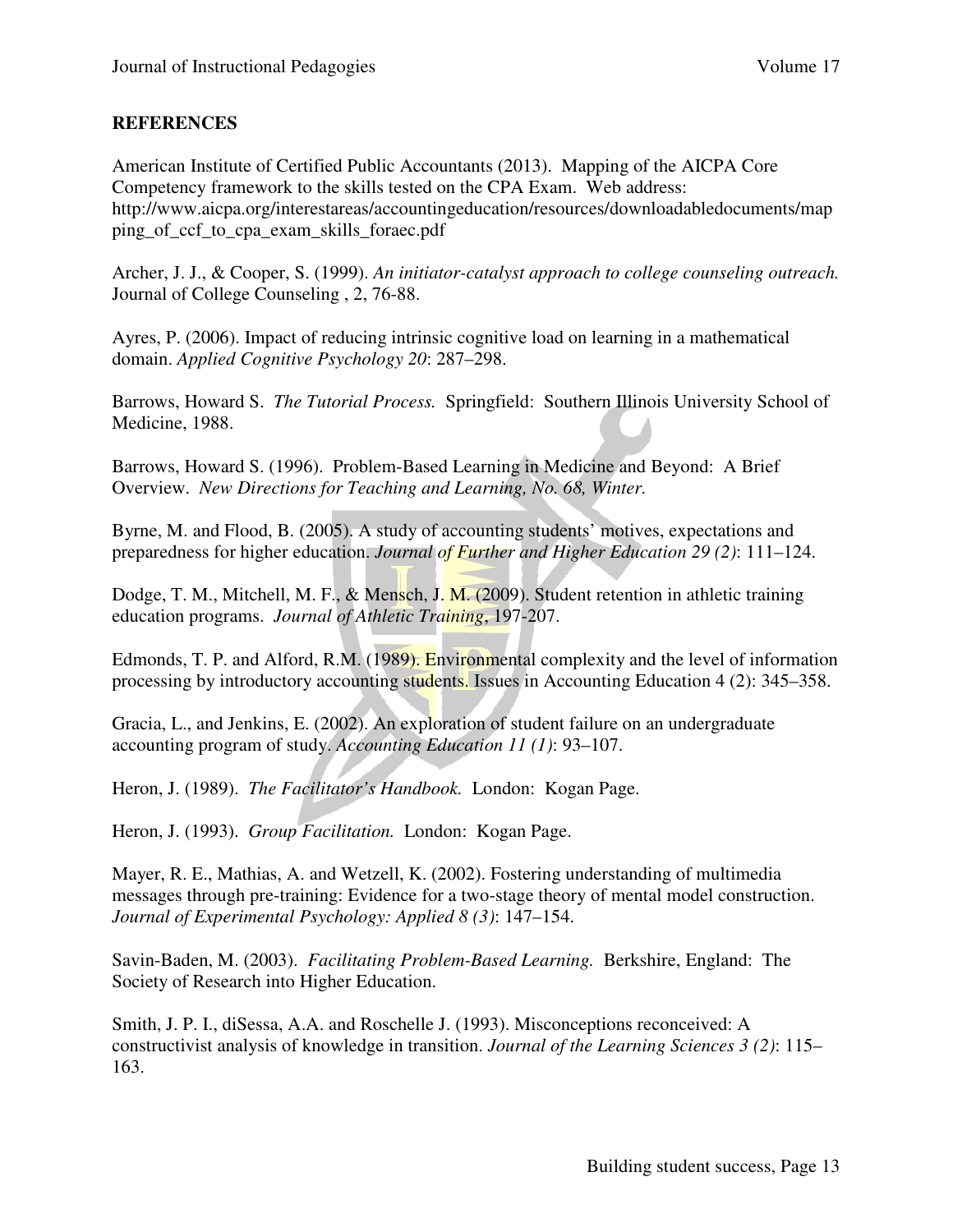## REFERENCES

American Institute of Certified Public Accountants (2013). Mapping of the AICPA Core Competency framework to the skills tested on the CPA Exam. Web address: http://www.aicpa.org/interestareas/accountingeducation/resources/downloadabledocuments/mapping_of_ccf_to_cpa_exam_skills_foraec.pdf

Archer, J. J., & Cooper, S. (1999). *An initiator-catalyst approach to college counseling outreach.* Journal of College Counseling , 2, 76-88.

Ayres, P. (2006). Impact of reducing intrinsic cognitive load on learning in a mathematical domain. *Applied Cognitive Psychology 20*: 287–298.

Barrows, Howard S. *The Tutorial Process.* Springfield: Southern Illinois University School of Medicine, 1988.

Barrows, Howard S. (1996). Problem-Based Learning in Medicine and Beyond: A Brief Overview. *New Directions for Teaching and Learning, No. 68, Winter.*

Byrne, M. and Flood, B. (2005). A study of accounting students' motives, expectations and preparedness for higher education. *Journal of Further and Higher Education 29 (2)*: 111–124.

Dodge, T. M., Mitchell, M. F., & Mensch, J. M. (2009). Student retention in athletic training education programs. *Journal of Athletic Training*, 197-207.

Edmonds, T. P. and Alford, R.M. (1989). Environmental complexity and the level of information processing by introductory accounting students. Issues in Accounting Education 4 (2): 345–358.

Gracia, L., and Jenkins, E. (2002). An exploration of student failure on an undergraduate accounting program of study. *Accounting Education 11 (1)*: 93–107.

Heron, J. (1989). *The Facilitator's Handbook.* London: Kogan Page.

Heron, J. (1993). *Group Facilitation.* London: Kogan Page.

Mayer, R. E., Mathias, A. and Wetzell, K. (2002). Fostering understanding of multimedia messages through pre-training: Evidence for a two-stage theory of mental model construction. *Journal of Experimental Psychology: Applied 8 (3)*: 147–154.

Savin-Baden, M. (2003). *Facilitating Problem-Based Learning.* Berkshire, England: The Society of Research into Higher Education.

Smith, J. P. I., diSessa, A.A. and Roschelle J. (1993). Misconceptions reconceived: A constructivist analysis of knowledge in transition. *Journal of the Learning Sciences 3 (2)*: 115–163.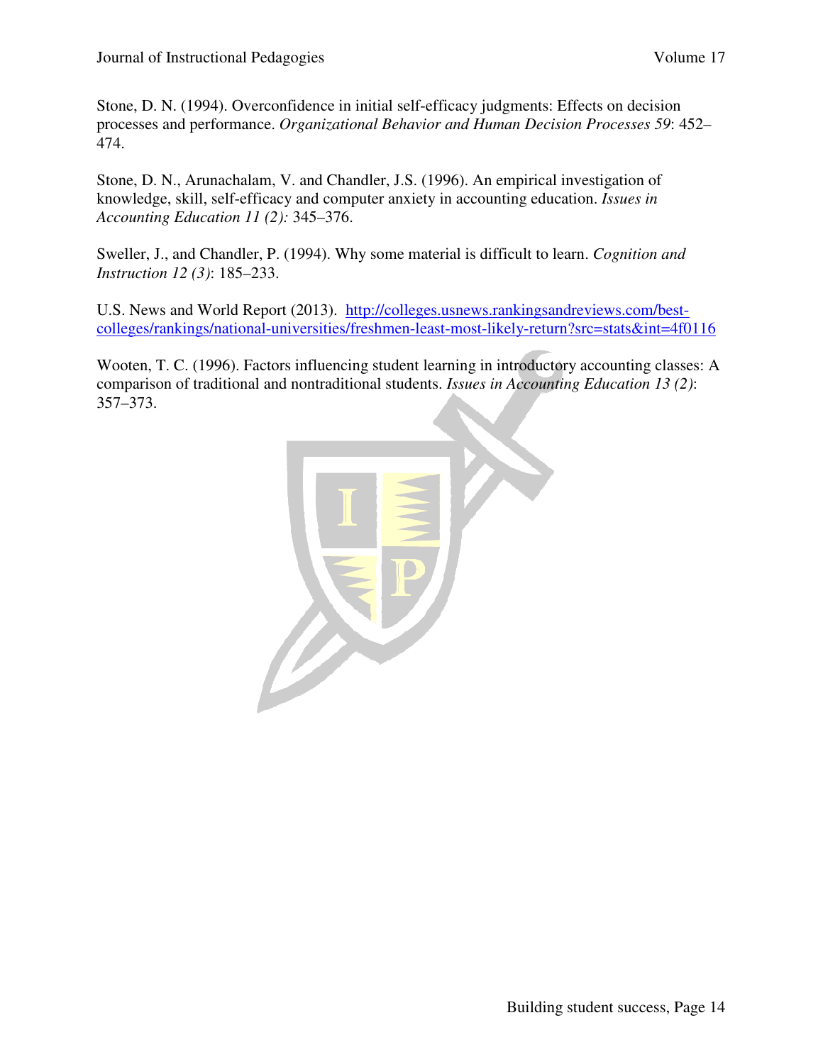Stone, D. N. (1994). Overconfidence in initial self-efficacy judgments: Effects on decision processes and performance. *Organizational Behavior and Human Decision Processes 59*: 452–474.

Stone, D. N., Arunachalam, V. and Chandler, J.S. (1996). An empirical investigation of knowledge, skill, self-efficacy and computer anxiety in accounting education. *Issues in Accounting Education 11 (2):* 345–376.

Sweller, J., and Chandler, P. (1994). Why some material is difficult to learn. *Cognition and Instruction 12 (3)*: 185–233.

U.S. News and World Report (2013). http://colleges.usnews.rankingsandreviews.com/best-colleges/rankings/national-universities/freshmen-least-most-likely-return?src=stats&int=4f0116

Wooten, T. C. (1996). Factors influencing student learning in introductory accounting classes: A comparison of traditional and nontraditional students. *Issues in Accounting Education 13 (2)*: 357–373.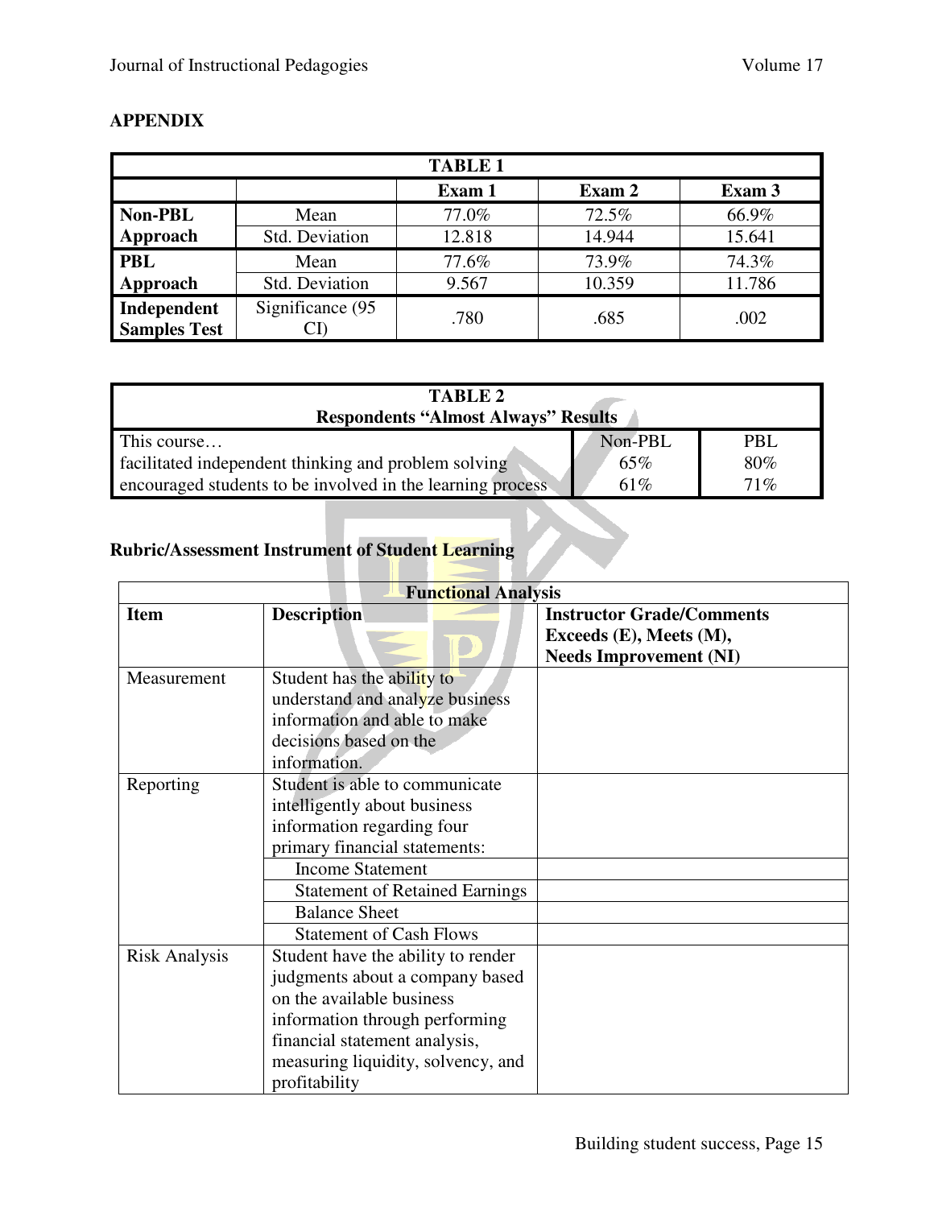## APPENDIX

| TABLE 1 | | | | |
|---|---|---|---|---|
| | | Exam 1 | Exam 2 | Exam 3 |
| **Non-PBL Approach** | Mean | 77.0% | 72.5% | 66.9% |
| | Std. Deviation | 12.818 | 14.944 | 15.641 |
| **PBL Approach** | Mean | 77.6% | 73.9% | 74.3% |
| | Std. Deviation | 9.567 | 10.359 | 11.786 |
| **Independent Samples Test** | Significance (95 CI) | .780 | .685 | .002 |

| TABLE 2<br>Respondents "Almost Always" Results | | |
|---|---|---|
| This course… | Non-PBL | PBL |
| facilitated independent thinking and problem solving | 65% | 80% |
| encouraged students to be involved in the learning process | 61% | 71% |

**Rubric/Assessment Instrument of Student Learning**

| Functional Analysis | | |
|---|---|---|
| **Item** | **Description** | **Instructor Grade/Comments Exceeds (E), Meets (M), Needs Improvement (NI)** |
| Measurement | Student has the ability to understand and analyze business information and able to make decisions based on the information. | |
| Reporting | Student is able to communicate intelligently about business information regarding four primary financial statements: | |
| | Income Statement | |
| | Statement of Retained Earnings | |
| | Balance Sheet | |
| | Statement of Cash Flows | |
| Risk Analysis | Student have the ability to render judgments about a company based on the available business information through performing financial statement analysis, measuring liquidity, solvency, and profitability | |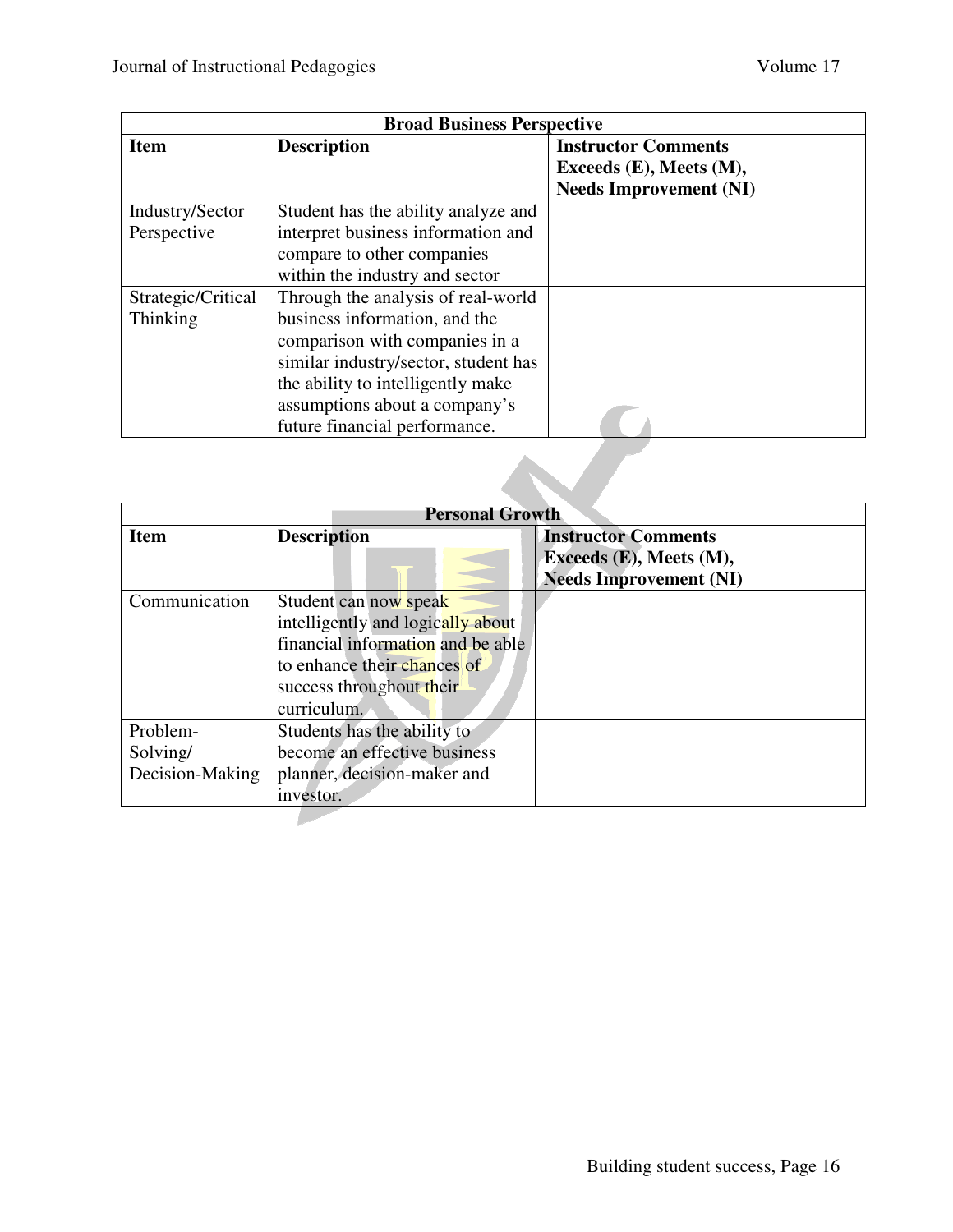| Broad Business Perspective | | |
|---|---|---|
| **Item** | **Description** | **Instructor Comments Exceeds (E), Meets (M), Needs Improvement (NI)** |
| Industry/Sector Perspective | Student has the ability analyze and interpret business information and compare to other companies within the industry and sector | |
| Strategic/Critical Thinking | Through the analysis of real-world business information, and the comparison with companies in a similar industry/sector, student has the ability to intelligently make assumptions about a company's future financial performance. | |

| Personal Growth | | |
|---|---|---|
| **Item** | **Description** | **Instructor Comments Exceeds (E), Meets (M), Needs Improvement (NI)** |
| Communication | Student can now speak intelligently and logically about financial information and be able to enhance their chances of success throughout their curriculum. | |
| Problem-Solving/ Decision-Making | Students has the ability to become an effective business planner, decision-maker and investor. | |